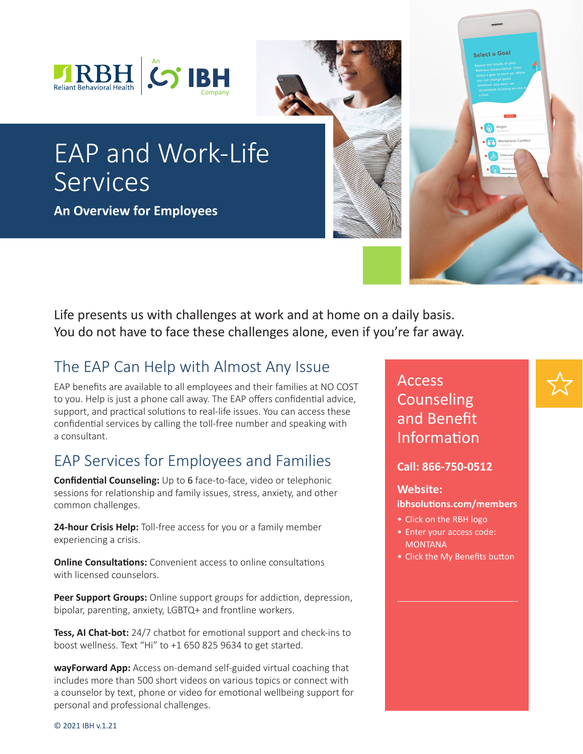RBH Reliant Behavioral Health | An IBH Company

# EAP and Work-Life Services

**An Overview for Employees**

Life presents us with challenges at work and at home on a daily basis. You do not have to face these challenges alone, even if you're far away.

## The EAP Can Help with Almost Any Issue

EAP benefits are available to all employees and their families at NO COST to you. Help is just a phone call away. The EAP offers confidential advice, support, and practical solutions to real-life issues. You can access these confidential services by calling the toll-free number and speaking with a consultant.

## EAP Services for Employees and Families

**Confidential Counseling:** Up to 6 face-to-face, video or telephonic sessions for relationship and family issues, stress, anxiety, and other common challenges.

**24-hour Crisis Help:** Toll-free access for you or a family member experiencing a crisis.

**Online Consultations:** Convenient access to online consultations with licensed counselors.

**Peer Support Groups:** Online support groups for addiction, depression, bipolar, parenting, anxiety, LGBTQ+ and frontline workers.

**Tess, AI Chat-bot:** 24/7 chatbot for emotional support and check-ins to boost wellness. Text "Hi" to +1 650 825 9634 to get started.

**wayForward App:** Access on-demand self-guided virtual coaching that includes more than 500 short videos on various topics or connect with a counselor by text, phone or video for emotional wellbeing support for personal and professional challenges.

## Access Counseling and Benefit Information

**Call: 866-750-0512**

**Website:**
**ibhsolutions.com/members**

- Click on the RBH logo
- Enter your access code: MONTANA
- Click the My Benefits button

© 2021 IBH v.1.21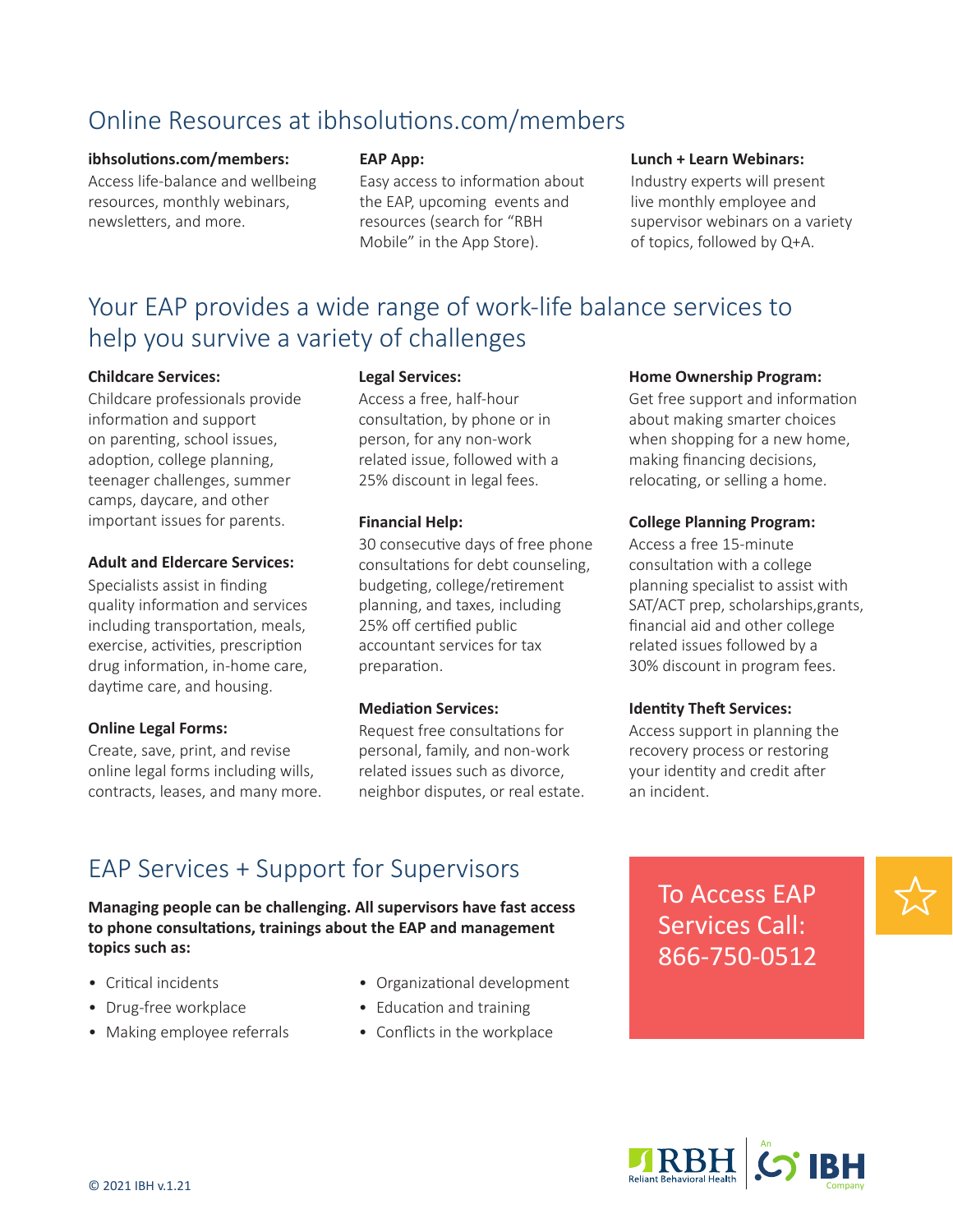## Online Resources at ibhsolutions.com/members

**ibhsolutions.com/members:**
Access life-balance and wellbeing resources, monthly webinars, newsletters, and more.

**EAP App:**
Easy access to information about the EAP, upcoming events and resources (search for "RBH Mobile" in the App Store).

**Lunch + Learn Webinars:**
Industry experts will present live monthly employee and supervisor webinars on a variety of topics, followed by Q+A.

## Your EAP provides a wide range of work-life balance services to help you survive a variety of challenges

**Childcare Services:**
Childcare professionals provide information and support on parenting, school issues, adoption, college planning, teenager challenges, summer camps, daycare, and other important issues for parents.

**Adult and Eldercare Services:**
Specialists assist in finding quality information and services including transportation, meals, exercise, activities, prescription drug information, in-home care, daytime care, and housing.

**Online Legal Forms:**
Create, save, print, and revise online legal forms including wills, contracts, leases, and many more.

**Legal Services:**
Access a free, half-hour consultation, by phone or in person, for any non-work related issue, followed with a 25% discount in legal fees.

**Financial Help:**
30 consecutive days of free phone consultations for debt counseling, budgeting, college/retirement planning, and taxes, including 25% off certified public accountant services for tax preparation.

**Mediation Services:**
Request free consultations for personal, family, and non-work related issues such as divorce, neighbor disputes, or real estate.

**Home Ownership Program:**
Get free support and information about making smarter choices when shopping for a new home, making financing decisions, relocating, or selling a home.

**College Planning Program:**
Access a free 15-minute consultation with a college planning specialist to assist with SAT/ACT prep, scholarships,grants, financial aid and other college related issues followed by a 30% discount in program fees.

**Identity Theft Services:**
Access support in planning the recovery process or restoring your identity and credit after an incident.

## EAP Services + Support for Supervisors

**Managing people can be challenging. All supervisors have fast access to phone consultations, trainings about the EAP and management topics such as:**

- Critical incidents
- Drug-free workplace
- Making employee referrals
- Organizational development
- Education and training
- Conflicts in the workplace

To Access EAP Services Call: 866-750-0512

RBH Reliant Behavioral Health | An IBH Company

© 2021 IBH v.1.21